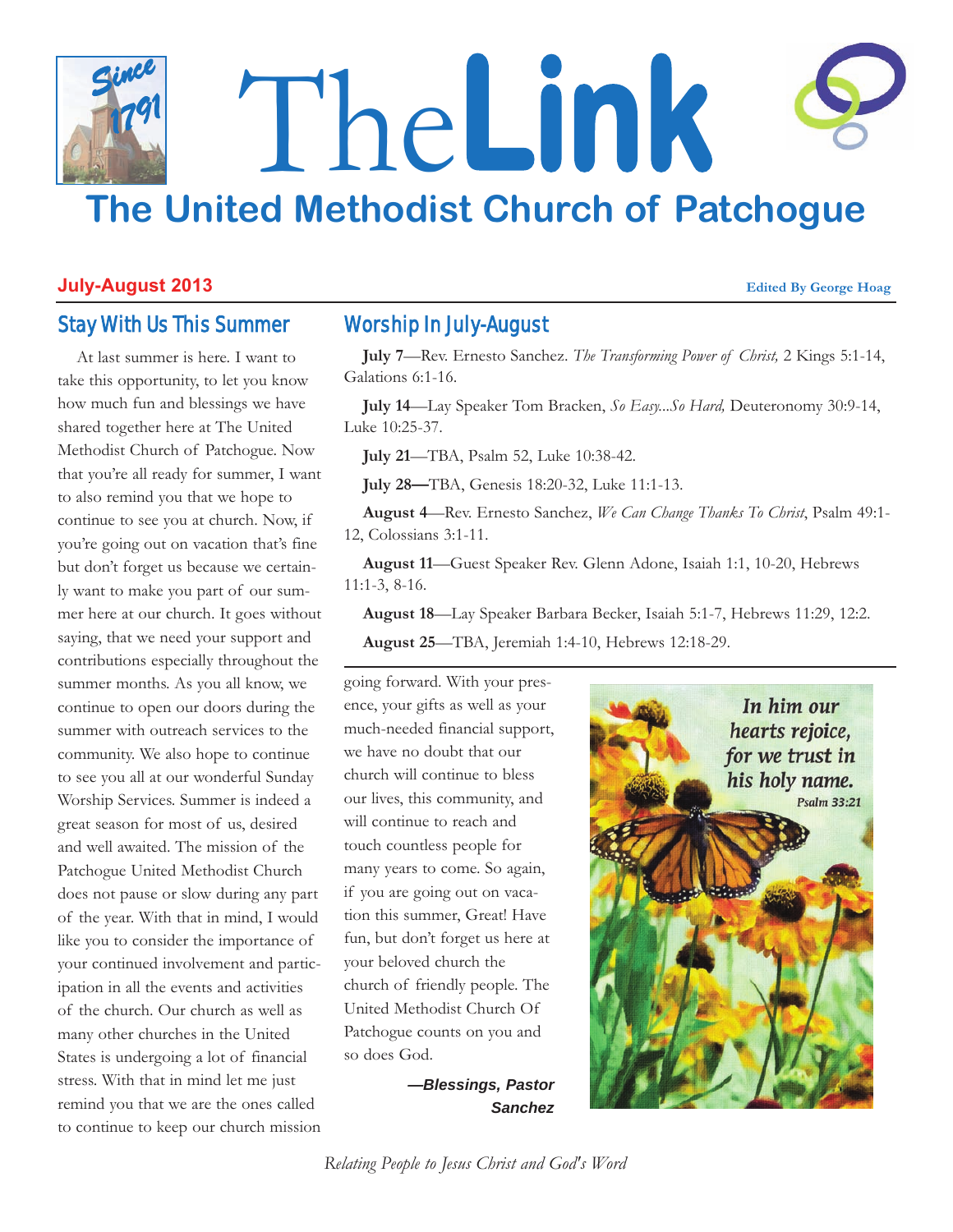# The Link

## The United Methodist Church of Patchogue

**July-August 2013**

**Edited By George Hoag**

## Stay With Us This Summer

At last summer is here. I want to take this opportunity, to let you know how much fun and blessings we have shared together here at The United Methodist Church of Patchogue. Now that you're all ready for summer, I want to also remind you that we hope to continue to see you at church. Now, if you're going out on vacation that's fine but don't forget us because we certainly want to make you part of our summer here at our church. It goes without saying, that we need your support and contributions especially throughout the summer months. As you all know, we continue to open our doors during the summer with outreach services to the community. We also hope to continue to see you all at our wonderful Sunday Worship Services. Summer is indeed a great season for most of us, desired and well awaited. The mission of the Patchogue United Methodist Church does not pause or slow during any part of the year. With that in mind, I would like you to consider the importance of your continued involvement and participation in all the events and activities of the church. Our church as well as many other churches in the United States is undergoing a lot of financial stress. With that in mind let me just remind you that we are the ones called to continue to keep our church mission going forward. With your presence, your gifts as well as your much-needed financial support, we have no doubt that our church will continue to bless our lives, this community, and will continue to reach and touch countless people for many years to come. So again, if you are going out on vacation this summer, Great! Have fun, but don't forget us here at your beloved church the church of friendly people. The United Methodist Church Of Patchogue counts on you and so does God.

***—Blessings, Pastor Sanchez***

## Worship In July-August

**July 7**—Rev. Ernesto Sanchez. *The Transforming Power of Christ,* 2 Kings 5:1-14, Galations 6:1-16.

**July 14**—Lay Speaker Tom Bracken, *So Easy...So Hard,* Deuteronomy 30:9-14, Luke 10:25-37.

**July 21**—TBA, Psalm 52, Luke 10:38-42.

**July 28—**TBA, Genesis 18:20-32, Luke 11:1-13.

**August 4**—Rev. Ernesto Sanchez, *We Can Change Thanks To Christ*, Psalm 49:1-12, Colossians 3:1-11.

**August 11**—Guest Speaker Rev. Glenn Adone, Isaiah 1:1, 10-20, Hebrews 11:1-3, 8-16.

**August 18**—Lay Speaker Barbara Becker, Isaiah 5:1-7, Hebrews 11:29, 12:2.

**August 25**—TBA, Jeremiah 1:4-10, Hebrews 12:18-29.

*In him our hearts rejoice, for we trust in his holy name.*
Psalm 33:21

*Relating People to Jesus Christ and God's Word*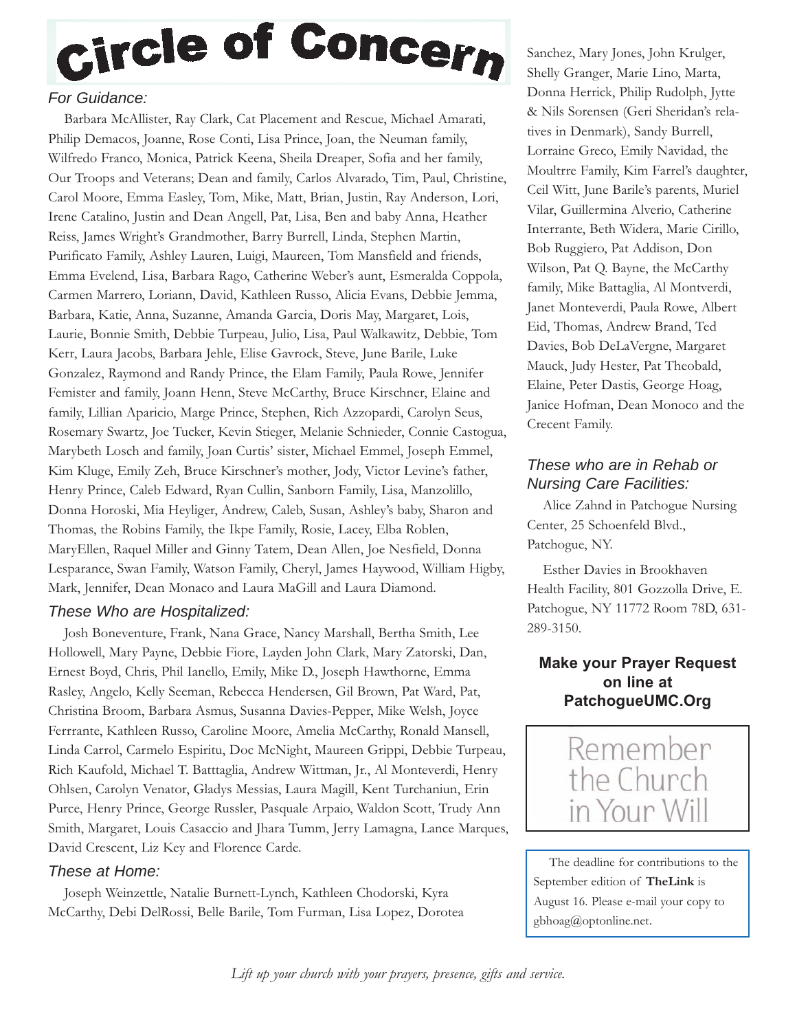# Circle of Concern

### *For Guidance:*

Barbara McAllister, Ray Clark, Cat Placement and Rescue, Michael Amarati, Philip Demacos, Joanne, Rose Conti, Lisa Prince, Joan, the Neuman family, Wilfredo Franco, Monica, Patrick Keena, Sheila Dreaper, Sofia and her family, Our Troops and Veterans; Dean and family, Carlos Alvarado, Tim, Paul, Christine, Carol Moore, Emma Easley, Tom, Mike, Matt, Brian, Justin, Ray Anderson, Lori, Irene Catalino, Justin and Dean Angell, Pat, Lisa, Ben and baby Anna, Heather Reiss, James Wright's Grandmother, Barry Burrell, Linda, Stephen Martin, Purificato Family, Ashley Lauren, Luigi, Maureen, Tom Mansfield and friends, Emma Evelend, Lisa, Barbara Rago, Catherine Weber's aunt, Esmeralda Coppola, Carmen Marrero, Loriann, David, Kathleen Russo, Alicia Evans, Debbie Jemma, Barbara, Katie, Anna, Suzanne, Amanda Garcia, Doris May, Margaret, Lois, Laurie, Bonnie Smith, Debbie Turpeau, Julio, Lisa, Paul Walkawitz, Debbie, Tom Kerr, Laura Jacobs, Barbara Jehle, Elise Gavrock, Steve, June Barile, Luke Gonzalez, Raymond and Randy Prince, the Elam Family, Paula Rowe, Jennifer Femister and family, Joann Henn, Steve McCarthy, Bruce Kirschner, Elaine and family, Lillian Aparicio, Marge Prince, Stephen, Rich Azzopardi, Carolyn Seus, Rosemary Swartz, Joe Tucker, Kevin Stieger, Melanie Schnieder, Connie Castogua, Marybeth Losch and family, Joan Curtis' sister, Michael Emmel, Joseph Emmel, Kim Kluge, Emily Zeh, Bruce Kirschner's mother, Jody, Victor Levine's father, Henry Prince, Caleb Edward, Ryan Cullin, Sanborn Family, Lisa, Manzolillo, Donna Horoski, Mia Heyliger, Andrew, Caleb, Susan, Ashley's baby, Sharon and Thomas, the Robins Family, the Ikpe Family, Rosie, Lacey, Elba Roblen, MaryEllen, Raquel Miller and Ginny Tatem, Dean Allen, Joe Nesfield, Donna Lesparance, Swan Family, Watson Family, Cheryl, James Haywood, William Higby, Mark, Jennifer, Dean Monaco and Laura MaGill and Laura Diamond.

### *These Who are Hospitalized:*

Josh Boneventure, Frank, Nana Grace, Nancy Marshall, Bertha Smith, Lee Hollowell, Mary Payne, Debbie Fiore, Layden John Clark, Mary Zatorski, Dan, Ernest Boyd, Chris, Phil Ianello, Emily, Mike D., Joseph Hawthorne, Emma Rasley, Angelo, Kelly Seeman, Rebecca Hendersen, Gil Brown, Pat Ward, Pat, Christina Broom, Barbara Asmus, Susanna Davies-Pepper, Mike Welsh, Joyce Ferrrante, Kathleen Russo, Caroline Moore, Amelia McCarthy, Ronald Mansell, Linda Carrol, Carmelo Espiritu, Doc McNight, Maureen Grippi, Debbie Turpeau, Rich Kaufold, Michael T. Batttaglia, Andrew Wittman, Jr., Al Monteverdi, Henry Ohlsen, Carolyn Venator, Gladys Messias, Laura Magill, Kent Turchaniun, Erin Purce, Henry Prince, George Russler, Pasquale Arpaio, Waldon Scott, Trudy Ann Smith, Margaret, Louis Casaccio and Jhara Tumm, Jerry Lamagna, Lance Marques, David Crescent, Liz Key and Florence Carde.

### *These at Home:*

Joseph Weinzettle, Natalie Burnett-Lynch, Kathleen Chodorski, Kyra McCarthy, Debi DelRossi, Belle Barile, Tom Furman, Lisa Lopez, Dorotea Sanchez, Mary Jones, John Krulger, Shelly Granger, Marie Lino, Marta, Donna Herrick, Philip Rudolph, Jytte & Nils Sorensen (Geri Sheridan's relatives in Denmark), Sandy Burrell, Lorraine Greco, Emily Navidad, the Moultrre Family, Kim Farrel's daughter, Ceil Witt, June Barile's parents, Muriel Vilar, Guillermina Alverio, Catherine Interrante, Beth Widera, Marie Cirillo, Bob Ruggiero, Pat Addison, Don Wilson, Pat Q. Bayne, the McCarthy family, Mike Battaglia, Al Montverdi, Janet Monteverdi, Paula Rowe, Albert Eid, Thomas, Andrew Brand, Ted Davies, Bob DeLaVergne, Margaret Mauck, Judy Hester, Pat Theobald, Elaine, Peter Dastis, George Hoag, Janice Hofman, Dean Monoco and the Crecent Family.

### *These who are in Rehab or Nursing Care Facilities:*

Alice Zahnd in Patchogue Nursing Center, 25 Schoenfeld Blvd., Patchogue, NY.

Esther Davies in Brookhaven Health Facility, 801 Gozzolla Drive, E. Patchogue, NY 11772 Room 78D, 631-289-3150.

**Make your Prayer Request on line at PatchogueUMC.Org**

Remember the Church in Your Will

The deadline for contributions to the September edition of **TheLink** is August 16. Please e-mail your copy to gbhoag@optonline.net.

*Lift up your church with your prayers, presence, gifts and service.*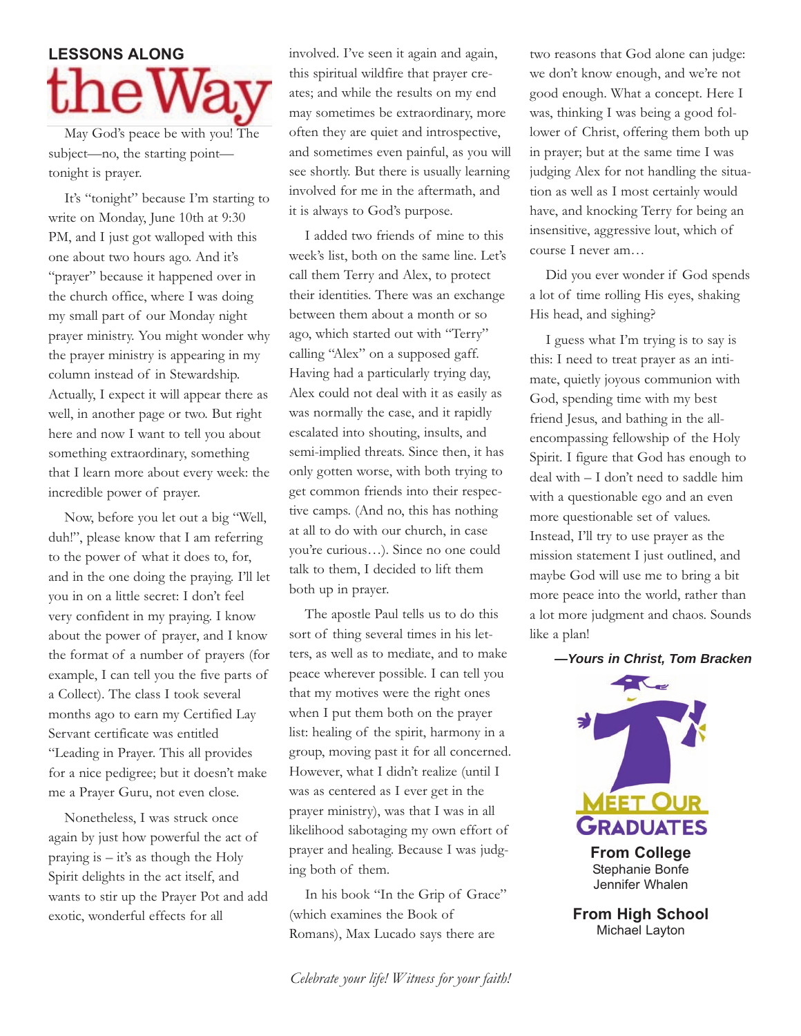# LESSONS ALONG the Way

May God's peace be with you! The subject—no, the starting point—tonight is prayer.

It's "tonight" because I'm starting to write on Monday, June 10th at 9:30 PM, and I just got walloped with this one about two hours ago. And it's "prayer" because it happened over in the church office, where I was doing my small part of our Monday night prayer ministry. You might wonder why the prayer ministry is appearing in my column instead of in Stewardship. Actually, I expect it will appear there as well, in another page or two. But right here and now I want to tell you about something extraordinary, something that I learn more about every week: the incredible power of prayer.

Now, before you let out a big "Well, duh!", please know that I am referring to the power of what it does to, for, and in the one doing the praying. I'll let you in on a little secret: I don't feel very confident in my praying. I know about the power of prayer, and I know the format of a number of prayers (for example, I can tell you the five parts of a Collect). The class I took several months ago to earn my Certified Lay Servant certificate was entitled "Leading in Prayer. This all provides for a nice pedigree; but it doesn't make me a Prayer Guru, not even close.

Nonetheless, I was struck once again by just how powerful the act of praying is – it's as though the Holy Spirit delights in the act itself, and wants to stir up the Prayer Pot and add exotic, wonderful effects for all involved. I've seen it again and again, this spiritual wildfire that prayer creates; and while the results on my end may sometimes be extraordinary, more often they are quiet and introspective, and sometimes even painful, as you will see shortly. But there is usually learning involved for me in the aftermath, and it is always to God's purpose.

I added two friends of mine to this week's list, both on the same line. Let's call them Terry and Alex, to protect their identities. There was an exchange between them about a month or so ago, which started out with "Terry" calling "Alex" on a supposed gaff. Having had a particularly trying day, Alex could not deal with it as easily as was normally the case, and it rapidly escalated into shouting, insults, and semi-implied threats. Since then, it has only gotten worse, with both trying to get common friends into their respective camps. (And no, this has nothing at all to do with our church, in case you're curious…). Since no one could talk to them, I decided to lift them both up in prayer.

The apostle Paul tells us to do this sort of thing several times in his letters, as well as to mediate, and to make peace wherever possible. I can tell you that my motives were the right ones when I put them both on the prayer list: healing of the spirit, harmony in a group, moving past it for all concerned. However, what I didn't realize (until I was as centered as I ever get in the prayer ministry), was that I was in all likelihood sabotaging my own effort of prayer and healing. Because I was judging both of them.

In his book "In the Grip of Grace" (which examines the Book of Romans), Max Lucado says there are two reasons that God alone can judge: we don't know enough, and we're not good enough. What a concept. Here I was, thinking I was being a good follower of Christ, offering them both up in prayer; but at the same time I was judging Alex for not handling the situation as well as I most certainly would have, and knocking Terry for being an insensitive, aggressive lout, which of course I never am…

Did you ever wonder if God spends a lot of time rolling His eyes, shaking His head, and sighing?

I guess what I'm trying is to say is this: I need to treat prayer as an intimate, quietly joyous communion with God, spending time with my best friend Jesus, and bathing in the all-encompassing fellowship of the Holy Spirit. I figure that God has enough to deal with – I don't need to saddle him with a questionable ego and an even more questionable set of values. Instead, I'll try to use prayer as the mission statement I just outlined, and maybe God will use me to bring a bit more peace into the world, rather than a lot more judgment and chaos. Sounds like a plan!

***—Yours in Christ, Tom Bracken***

## MEET OUR GRADUATES

**From College**
Stephanie Bonfe
Jennifer Whalen

**From High School**
Michael Layton

*Celebrate your life! Witness for your faith!*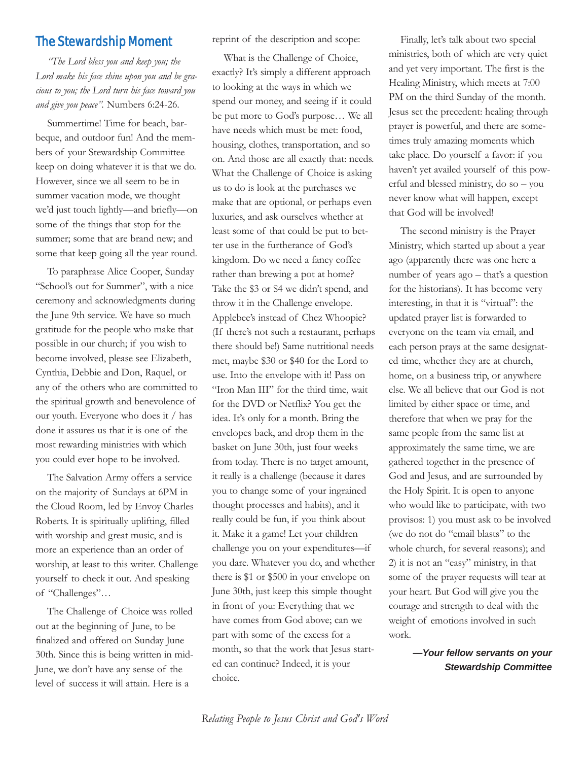## The Stewardship Moment

*"The Lord bless you and keep you; the Lord make his face shine upon you and be gracious to you; the Lord turn his face toward you and give you peace".* Numbers 6:24-26.

Summertime! Time for beach, barbeque, and outdoor fun! And the members of your Stewardship Committee keep on doing whatever it is that we do. However, since we all seem to be in summer vacation mode, we thought we'd just touch lightly—and briefly—on some of the things that stop for the summer; some that are brand new; and some that keep going all the year round.

To paraphrase Alice Cooper, Sunday "School's out for Summer", with a nice ceremony and acknowledgments during the June 9th service. We have so much gratitude for the people who make that possible in our church; if you wish to become involved, please see Elizabeth, Cynthia, Debbie and Don, Raquel, or any of the others who are committed to the spiritual growth and benevolence of our youth. Everyone who does it / has done it assures us that it is one of the most rewarding ministries with which you could ever hope to be involved.

The Salvation Army offers a service on the majority of Sundays at 6PM in the Cloud Room, led by Envoy Charles Roberts. It is spiritually uplifting, filled with worship and great music, and is more an experience than an order of worship, at least to this writer. Challenge yourself to check it out. And speaking of "Challenges"…

The Challenge of Choice was rolled out at the beginning of June, to be finalized and offered on Sunday June 30th. Since this is being written in mid-June, we don't have any sense of the level of success it will attain. Here is a reprint of the description and scope:

What is the Challenge of Choice, exactly? It's simply a different approach to looking at the ways in which we spend our money, and seeing if it could be put more to God's purpose… We all have needs which must be met: food, housing, clothes, transportation, and so on. And those are all exactly that: needs. What the Challenge of Choice is asking us to do is look at the purchases we make that are optional, or perhaps even luxuries, and ask ourselves whether at least some of that could be put to better use in the furtherance of God's kingdom. Do we need a fancy coffee rather than brewing a pot at home? Take the $3 or $4 we didn't spend, and throw it in the Challenge envelope. Applebee's instead of Chez Whoopie? (If there's not such a restaurant, perhaps there should be!) Same nutritional needs met, maybe $30 or $40 for the Lord to use. Into the envelope with it! Pass on "Iron Man III" for the third time, wait for the DVD or Netflix? You get the idea. It's only for a month. Bring the envelopes back, and drop them in the basket on June 30th, just four weeks from today. There is no target amount, it really is a challenge (because it dares you to change some of your ingrained thought processes and habits), and it really could be fun, if you think about it. Make it a game! Let your children challenge you on your expenditures—if you dare. Whatever you do, and whether there is $1 or $500 in your envelope on June 30th, just keep this simple thought in front of you: Everything that we have comes from God above; can we part with some of the excess for a month, so that the work that Jesus started can continue? Indeed, it is your choice.

Finally, let's talk about two special ministries, both of which are very quiet and yet very important. The first is the Healing Ministry, which meets at 7:00 PM on the third Sunday of the month. Jesus set the precedent: healing through prayer is powerful, and there are sometimes truly amazing moments which take place. Do yourself a favor: if you haven't yet availed yourself of this powerful and blessed ministry, do so – you never know what will happen, except that God will be involved!

The second ministry is the Prayer Ministry, which started up about a year ago (apparently there was one here a number of years ago – that's a question for the historians). It has become very interesting, in that it is "virtual": the updated prayer list is forwarded to everyone on the team via email, and each person prays at the same designated time, whether they are at church, home, on a business trip, or anywhere else. We all believe that our God is not limited by either space or time, and therefore that when we pray for the same people from the same list at approximately the same time, we are gathered together in the presence of God and Jesus, and are surrounded by the Holy Spirit. It is open to anyone who would like to participate, with two provisos: 1) you must ask to be involved (we do not do "email blasts" to the whole church, for several reasons); and 2) it is not an "easy" ministry, in that some of the prayer requests will tear at your heart. But God will give you the courage and strength to deal with the weight of emotions involved in such work.

***—Your fellow servants on your Stewardship Committee***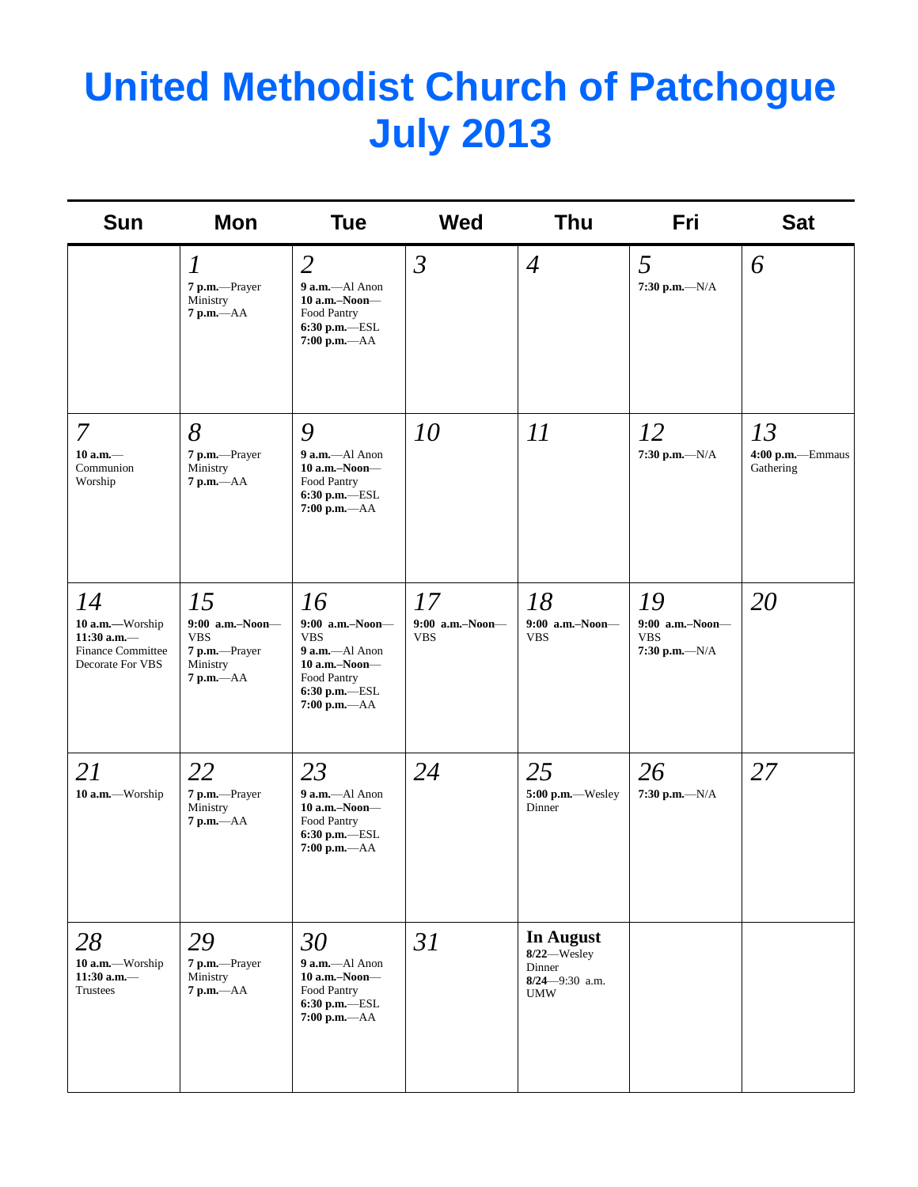# United Methodist Church of Patchogue July 2013

| Sun | Mon | Tue | Wed | Thu | Fri | Sat |
|---|---|---|---|---|---|---|
| | *1*<br>**7 p.m.**—Prayer Ministry<br>**7 p.m.**—AA | *2*<br>**9 a.m.**—Al Anon<br>**10 a.m.–Noon**—Food Pantry<br>**6:30 p.m.**—ESL<br>**7:00 p.m.**—AA | *3* | *4* | *5*<br>**7:30 p.m.**—N/A | *6* |
| *7*<br>**10 a.m.**—Communion Worship | *8*<br>**7 p.m.**—Prayer Ministry<br>**7 p.m.**—AA | *9*<br>**9 a.m.**—Al Anon<br>**10 a.m.–Noon**—Food Pantry<br>**6:30 p.m.**—ESL<br>**7:00 p.m.**—AA | *10* | *11* | *12*<br>**7:30 p.m.**—N/A | *13*<br>**4:00 p.m.**—Emmaus Gathering |
| *14*<br>**10 a.m.—**Worship<br>**11:30 a.m.**—Finance Committee<br>Decorate For VBS | *15*<br>**9:00 a.m.–Noon**—VBS<br>**7 p.m.**—Prayer Ministry<br>**7 p.m.**—AA | *16*<br>**9:00 a.m.–Noon**—VBS<br>**9 a.m.**—Al Anon<br>**10 a.m.–Noon**—Food Pantry<br>**6:30 p.m.**—ESL<br>**7:00 p.m.**—AA | *17*<br>**9:00 a.m.–Noon**—VBS | *18*<br>**9:00 a.m.–Noon**—VBS | *19*<br>**9:00 a.m.–Noon**—VBS<br>**7:30 p.m.**—N/A | *20* |
| *21*<br>**10 a.m.**—Worship | *22*<br>**7 p.m.**—Prayer Ministry<br>**7 p.m.**—AA | *23*<br>**9 a.m.**—Al Anon<br>**10 a.m.–Noon**—Food Pantry<br>**6:30 p.m.**—ESL<br>**7:00 p.m.**—AA | *24* | *25*<br>**5:00 p.m.**—Wesley Dinner | *26*<br>**7:30 p.m.**—N/A | *27* |
| *28*<br>**10 a.m.**—Worship<br>**11:30 a.m.**—Trustees | *29*<br>**7 p.m.**—Prayer Ministry<br>**7 p.m.**—AA | *30*<br>**9 a.m.**—Al Anon<br>**10 a.m.–Noon**—Food Pantry<br>**6:30 p.m.**—ESL<br>**7:00 p.m.**—AA | *31* | **In August**<br>**8/22**—Wesley Dinner<br>**8/24**—9:30 a.m. UMW | | |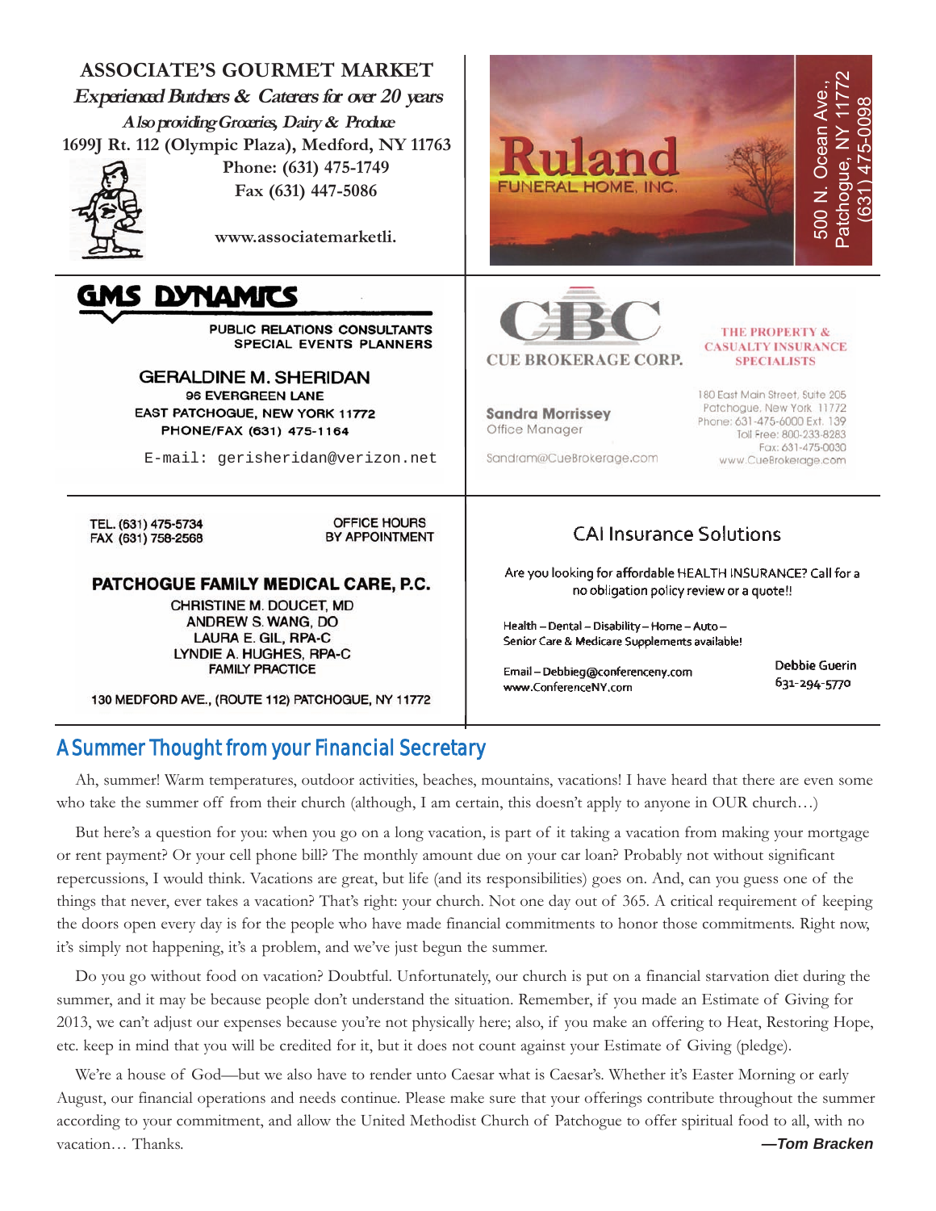**ASSOCIATE'S GOURMET MARKET**

***Experienced Butchers & Caterers for over 20 years***

***Also providing Groceries, Dairy & Produce***

**1699J Rt. 112 (Olympic Plaza), Medford, NY 11763**

**Phone: (631) 475-1749**

**Fax (631) 447-5086**

**www.associatemarketli.**

---

**Ruland** FUNERAL HOME, INC.

500 N. Ocean Ave., Patchogue, NY 11772 (631) 475-0098

---

**GMS DYNAMICS**

PUBLIC RELATIONS CONSULTANTS
SPECIAL EVENTS PLANNERS

**GERALDINE M. SHERIDAN**
96 EVERGREEN LANE
EAST PATCHOGUE, NEW YORK 11772
PHONE/FAX (631) 475-1164

E-mail: gerisheridan@verizon.net

---

**CBC**
CUE BROKERAGE CORP.

THE PROPERTY & CASUALTY INSURANCE SPECIALISTS

**Sandra Morrissey**
Office Manager

Sandram@CueBrokerage.com

180 East Main Street, Suite 205
Patchogue, New York 11772
Phone: 631-475-6000 Ext. 139
Toll Free: 800-233-8283
Fax: 631-475-0030
www.CueBrokerage.com

---

TEL. (631) 475-5734
FAX (631) 758-2568

OFFICE HOURS
BY APPOINTMENT

**PATCHOGUE FAMILY MEDICAL CARE, P.C.**
CHRISTINE M. DOUCET, MD
ANDREW S. WANG, DO
LAURA E. GIL, RPA-C
LYNDIE A. HUGHES, RPA-C
FAMILY PRACTICE

130 MEDFORD AVE., (ROUTE 112) PATCHOGUE, NY 11772

---

**CAI Insurance Solutions**

Are you looking for affordable HEALTH INSURANCE? Call for a no obligation policy review or a quote!!

Health – Dental – Disability – Home – Auto – Senior Care & Medicare Supplements available!

Email – Debbieg@conferenceny.com
www.ConferenceNY.com

Debbie Guerin
631-294-5770

---

## A Summer Thought from your Financial Secretary

Ah, summer! Warm temperatures, outdoor activities, beaches, mountains, vacations! I have heard that there are even some who take the summer off from their church (although, I am certain, this doesn't apply to anyone in OUR church…)

But here's a question for you: when you go on a long vacation, is part of it taking a vacation from making your mortgage or rent payment? Or your cell phone bill? The monthly amount due on your car loan? Probably not without significant repercussions, I would think. Vacations are great, but life (and its responsibilities) goes on. And, can you guess one of the things that never, ever takes a vacation? That's right: your church. Not one day out of 365. A critical requirement of keeping the doors open every day is for the people who have made financial commitments to honor those commitments. Right now, it's simply not happening, it's a problem, and we've just begun the summer.

Do you go without food on vacation? Doubtful. Unfortunately, our church is put on a financial starvation diet during the summer, and it may be because people don't understand the situation. Remember, if you made an Estimate of Giving for 2013, we can't adjust our expenses because you're not physically here; also, if you make an offering to Heat, Restoring Hope, etc. keep in mind that you will be credited for it, but it does not count against your Estimate of Giving (pledge).

We're a house of God—but we also have to render unto Caesar what is Caesar's. Whether it's Easter Morning or early August, our financial operations and needs continue. Please make sure that your offerings contribute throughout the summer according to your commitment, and allow the United Methodist Church of Patchogue to offer spiritual food to all, with no vacation… Thanks.

***—Tom Bracken***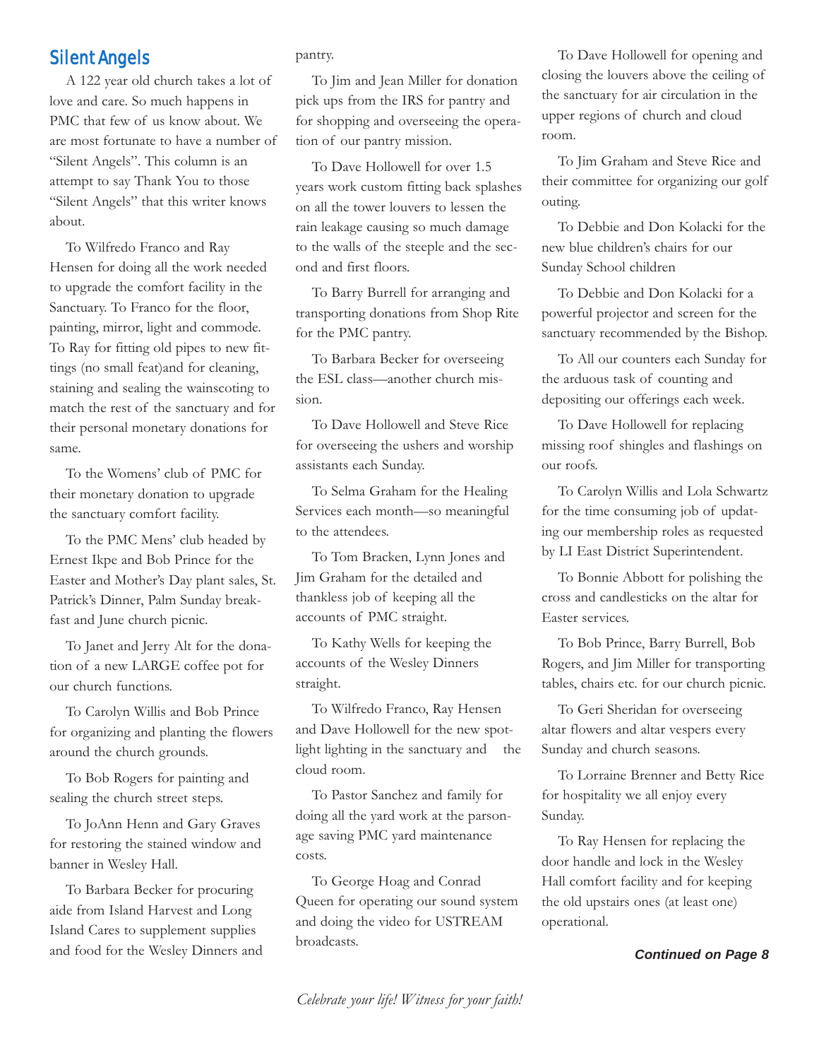## Silent Angels

A 122 year old church takes a lot of love and care. So much happens in PMC that few of us know about. We are most fortunate to have a number of "Silent Angels". This column is an attempt to say Thank You to those "Silent Angels" that this writer knows about.

To Wilfredo Franco and Ray Hensen for doing all the work needed to upgrade the comfort facility in the Sanctuary. To Franco for the floor, painting, mirror, light and commode. To Ray for fitting old pipes to new fittings (no small feat)and for cleaning, staining and sealing the wainscoting to match the rest of the sanctuary and for their personal monetary donations for same.

To the Womens' club of PMC for their monetary donation to upgrade the sanctuary comfort facility.

To the PMC Mens' club headed by Ernest Ikpe and Bob Prince for the Easter and Mother's Day plant sales, St. Patrick's Dinner, Palm Sunday breakfast and June church picnic.

To Janet and Jerry Alt for the donation of a new LARGE coffee pot for our church functions.

To Carolyn Willis and Bob Prince for organizing and planting the flowers around the church grounds.

To Bob Rogers for painting and sealing the church street steps.

To JoAnn Henn and Gary Graves for restoring the stained window and banner in Wesley Hall.

To Barbara Becker for procuring aide from Island Harvest and Long Island Cares to supplement supplies and food for the Wesley Dinners and pantry.

To Jim and Jean Miller for donation pick ups from the IRS for pantry and for shopping and overseeing the operation of our pantry mission.

To Dave Hollowell for over 1.5 years work custom fitting back splashes on all the tower louvers to lessen the rain leakage causing so much damage to the walls of the steeple and the second and first floors.

To Barry Burrell for arranging and transporting donations from Shop Rite for the PMC pantry.

To Barbara Becker for overseeing the ESL class—another church mission.

To Dave Hollowell and Steve Rice for overseeing the ushers and worship assistants each Sunday.

To Selma Graham for the Healing Services each month—so meaningful to the attendees.

To Tom Bracken, Lynn Jones and Jim Graham for the detailed and thankless job of keeping all the accounts of PMC straight.

To Kathy Wells for keeping the accounts of the Wesley Dinners straight.

To Wilfredo Franco, Ray Hensen and Dave Hollowell for the new spotlight lighting in the sanctuary and the cloud room.

To Pastor Sanchez and family for doing all the yard work at the parsonage saving PMC yard maintenance costs.

To George Hoag and Conrad Queen for operating our sound system and doing the video for USTREAM broadcasts.

To Dave Hollowell for opening and closing the louvers above the ceiling of the sanctuary for air circulation in the upper regions of church and cloud room.

To Jim Graham and Steve Rice and their committee for organizing our golf outing.

To Debbie and Don Kolacki for the new blue children's chairs for our Sunday School children

To Debbie and Don Kolacki for a powerful projector and screen for the sanctuary recommended by the Bishop.

To All our counters each Sunday for the arduous task of counting and depositing our offerings each week.

To Dave Hollowell for replacing missing roof shingles and flashings on our roofs.

To Carolyn Willis and Lola Schwartz for the time consuming job of updating our membership roles as requested by LI East District Superintendent.

To Bonnie Abbott for polishing the cross and candlesticks on the altar for Easter services.

To Bob Prince, Barry Burrell, Bob Rogers, and Jim Miller for transporting tables, chairs etc. for our church picnic.

To Geri Sheridan for overseeing altar flowers and altar vespers every Sunday and church seasons.

To Lorraine Brenner and Betty Rice for hospitality we all enjoy every Sunday.

To Ray Hensen for replacing the door handle and lock in the Wesley Hall comfort facility and for keeping the old upstairs ones (at least one) operational.

***Continued on Page 8***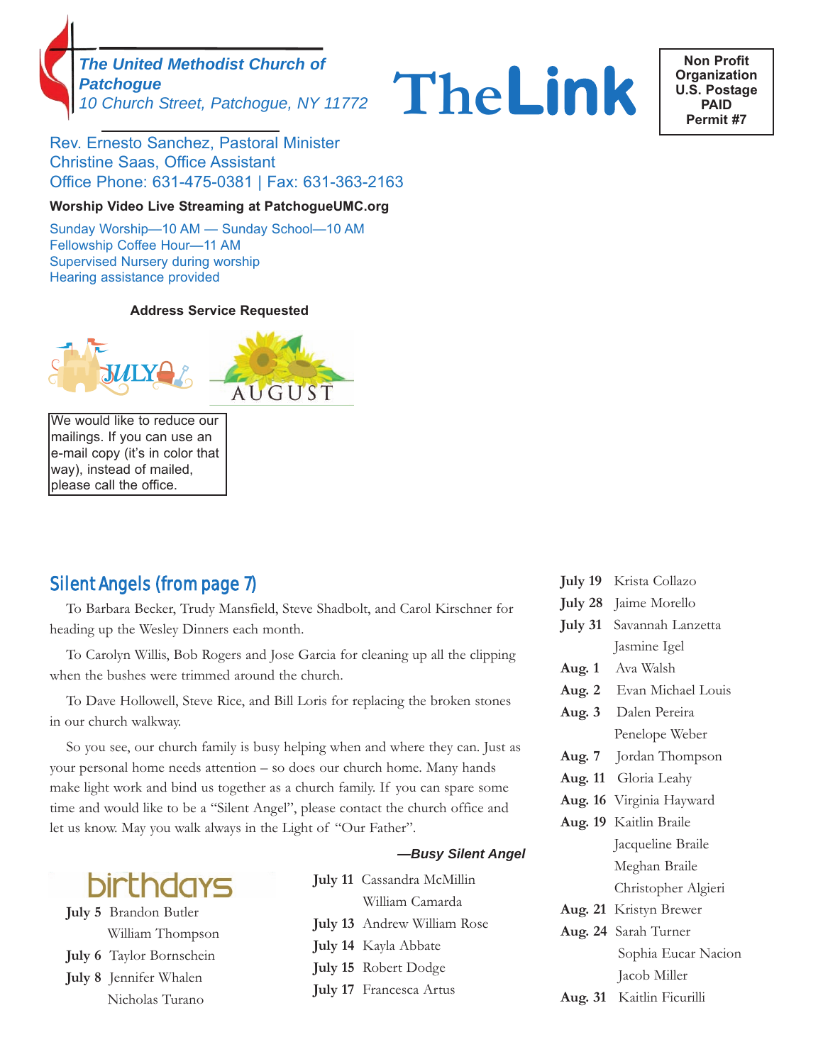The United Methodist Church of Patchogue
10 Church Street, Patchogue, NY 11772

# TheLink

Non Profit Organization
U.S. Postage
PAID
Permit #7

Rev. Ernesto Sanchez, Pastoral Minister
Christine Saas, Office Assistant
Office Phone: 631-475-0381 | Fax: 631-363-2163

**Worship Video Live Streaming at PatchogueUMC.org**

Sunday Worship—10 AM — Sunday School—10 AM
Fellowship Coffee Hour—11 AM
Supervised Nursery during worship
Hearing assistance provided

**Address Service Requested**

JULY AUGUST

We would like to reduce our mailings. If you can use an e-mail copy (it's in color that way), instead of mailed, please call the office.

## Silent Angels (from page 7)

To Barbara Becker, Trudy Mansfield, Steve Shadbolt, and Carol Kirschner for heading up the Wesley Dinners each month.

To Carolyn Willis, Bob Rogers and Jose Garcia for cleaning up all the clipping when the bushes were trimmed around the church.

To Dave Hollowell, Steve Rice, and Bill Loris for replacing the broken stones in our church walkway.

So you see, our church family is busy helping when and where they can. Just as your personal home needs attention – so does our church home. Many hands make light work and bind us together as a church family. If you can spare some time and would like to be a "Silent Angel", please contact the church office and let us know. May you walk always in the Light of "Our Father".

***—Busy Silent Angel***

## birthdays

**July 5** Brandon Butler
William Thompson
**July 6** Taylor Bornschein
**July 8** Jennifer Whalen
Nicholas Turano
**July 11** Cassandra McMillin
William Camarda
**July 13** Andrew William Rose
**July 14** Kayla Abbate
**July 15** Robert Dodge
**July 17** Francesca Artus
**July 19** Krista Collazo
**July 28** Jaime Morello
**July 31** Savannah Lanzetta
Jasmine Igel
**Aug. 1** Ava Walsh
**Aug. 2** Evan Michael Louis
**Aug. 3** Dalen Pereira
Penelope Weber
**Aug. 7** Jordan Thompson
**Aug. 11** Gloria Leahy
**Aug. 16** Virginia Hayward
**Aug. 19** Kaitlin Braile
Jacqueline Braile
Meghan Braile
Christopher Algieri
**Aug. 21** Kristyn Brewer
**Aug. 24** Sarah Turner
Sophia Eucar Nacion
Jacob Miller
**Aug. 31** Kaitlin Ficurilli